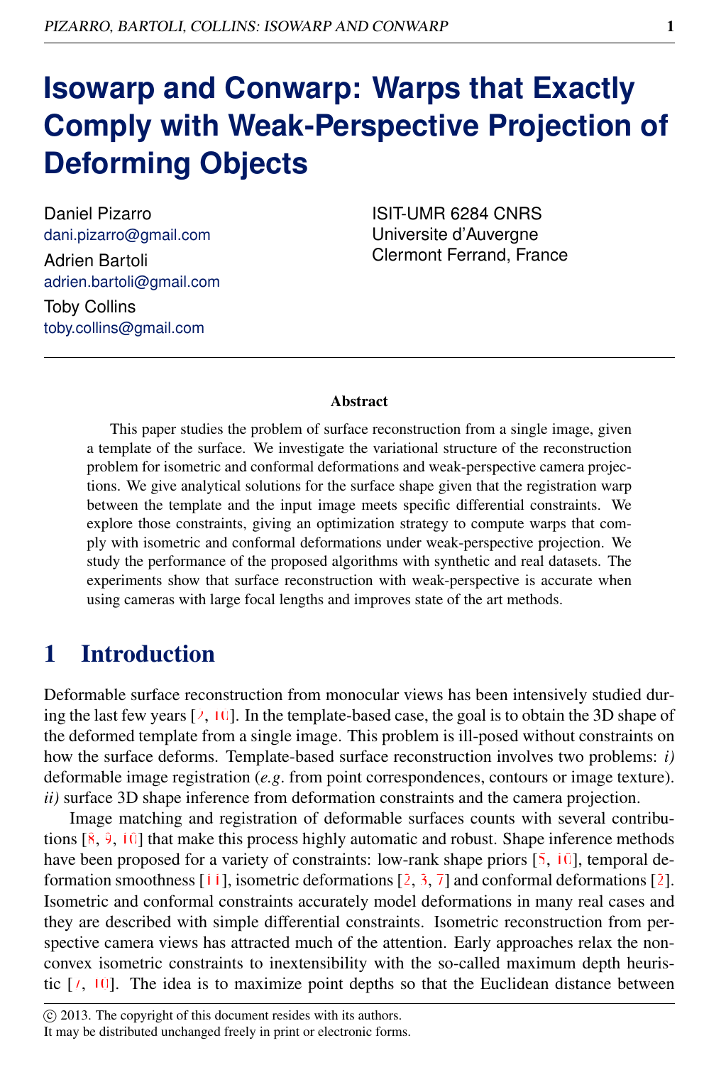# Isowarp and Conwarp: Warps that Exactly Comply with Weak-Perspective Projection of Deforming Objects

Daniel Pizarro
dani.pizarro@gmail.com

Adrien Bartoli
adrien.bartoli@gmail.com

Toby Collins
toby.collins@gmail.com

ISIT-UMR 6284 CNRS
Universite d'Auvergne
Clermont Ferrand, France

## Abstract

This paper studies the problem of surface reconstruction from a single image, given a template of the surface. We investigate the variational structure of the reconstruction problem for isometric and conformal deformations and weak-perspective camera projections. We give analytical solutions for the surface shape given that the registration warp between the template and the input image meets specific differential constraints. We explore those constraints, giving an optimization strategy to compute warps that comply with isometric and conformal deformations under weak-perspective projection. We study the performance of the proposed algorithms with synthetic and real datasets. The experiments show that surface reconstruction with weak-perspective is accurate when using cameras with large focal lengths and improves state of the art methods.

## 1 Introduction

Deformable surface reconstruction from monocular views has been intensively studied during the last few years [7, 10]. In the template-based case, the goal is to obtain the 3D shape of the deformed template from a single image. This problem is ill-posed without constraints on how the surface deforms. Template-based surface reconstruction involves two problems: *i)* deformable image registration (*e.g.* from point correspondences, contours or image texture). *ii)* surface 3D shape inference from deformation constraints and the camera projection.

Image matching and registration of deformable surfaces counts with several contributions [8, 9, 10] that make this process highly automatic and robust. Shape inference methods have been proposed for a variety of constraints: low-rank shape priors [5, 10], temporal deformation smoothness [11], isometric deformations [2, 3, 7] and conformal deformations [2]. Isometric and conformal constraints accurately model deformations in many real cases and they are described with simple differential constraints. Isometric reconstruction from perspective camera views has attracted much of the attention. Early approaches relax the non-convex isometric constraints to inextensibility with the so-called maximum depth heuristic [7, 10]. The idea is to maximize point depths so that the Euclidean distance between

© 2013. The copyright of this document resides with its authors.
It may be distributed unchanged freely in print or electronic forms.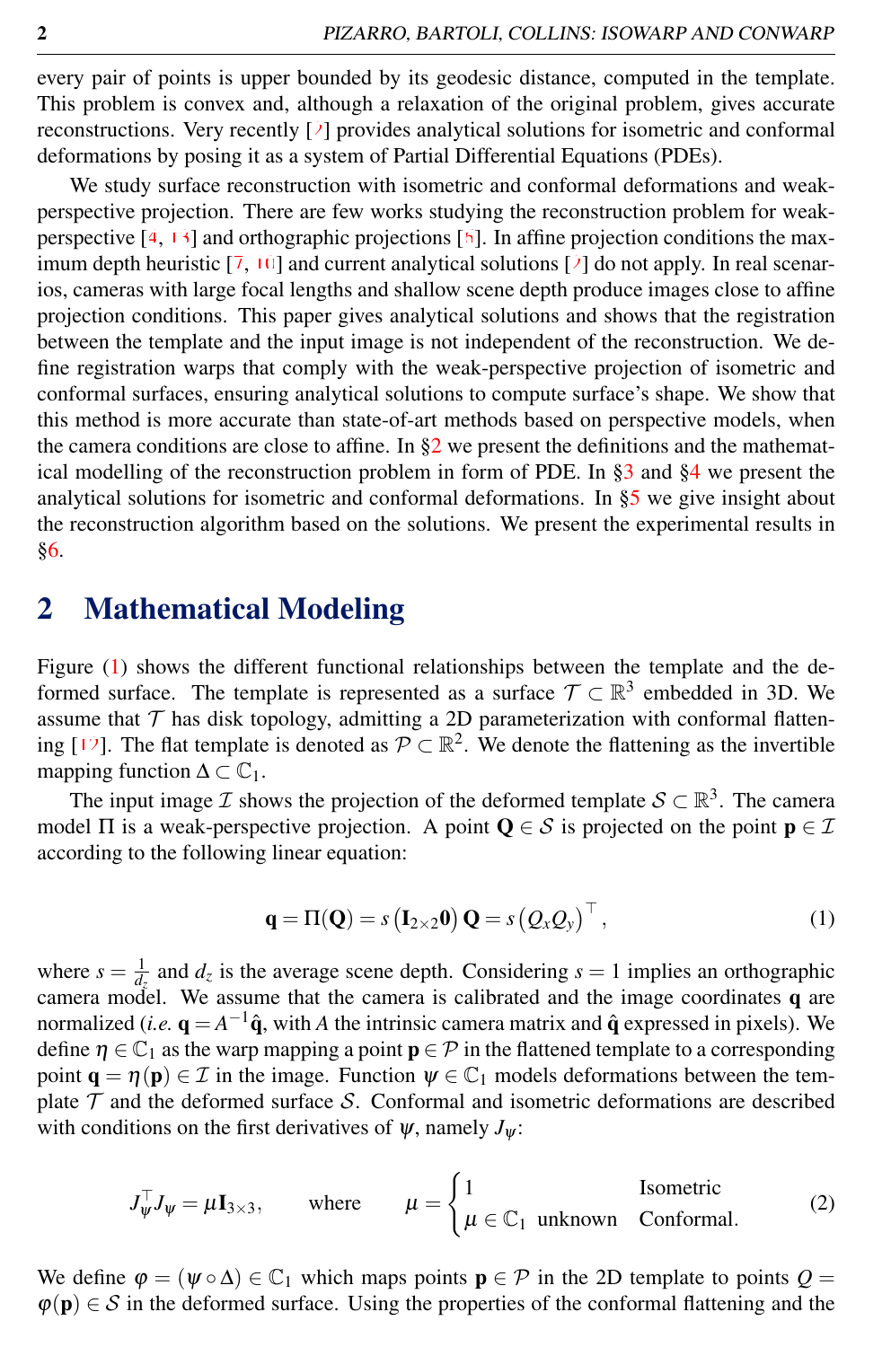every pair of points is upper bounded by its geodesic distance, computed in the template. This problem is convex and, although a relaxation of the original problem, gives accurate reconstructions. Very recently [2] provides analytical solutions for isometric and conformal deformations by posing it as a system of Partial Differential Equations (PDEs).

We study surface reconstruction with isometric and conformal deformations and weak-perspective projection. There are few works studying the reconstruction problem for weak-perspective [4, 13] and orthographic projections [5]. In affine projection conditions the maximum depth heuristic [7, 10] and current analytical solutions [2] do not apply. In real scenarios, cameras with large focal lengths and shallow scene depth produce images close to affine projection conditions. This paper gives analytical solutions and shows that the registration between the template and the input image is not independent of the reconstruction. We define registration warps that comply with the weak-perspective projection of isometric and conformal surfaces, ensuring analytical solutions to compute surface's shape. We show that this method is more accurate than state-of-art methods based on perspective models, when the camera conditions are close to affine. In §2 we present the definitions and the mathematical modelling of the reconstruction problem in form of PDE. In §3 and §4 we present the analytical solutions for isometric and conformal deformations. In §5 we give insight about the reconstruction algorithm based on the solutions. We present the experimental results in §6.

## 2 Mathematical Modeling

Figure (1) shows the different functional relationships between the template and the deformed surface. The template is represented as a surface $\mathcal{T} \subset \mathbb{R}^3$ embedded in 3D. We assume that $\mathcal{T}$ has disk topology, admitting a 2D parameterization with conformal flattening [12]. The flat template is denoted as $\mathcal{P} \subset \mathbb{R}^2$. We denote the flattening as the invertible mapping function $\Delta \subset \mathbb{C}_1$.

The input image $\mathcal{I}$ shows the projection of the deformed template $\mathcal{S} \subset \mathbb{R}^3$. The camera model $\Pi$ is a weak-perspective projection. A point $\mathbf{Q} \in \mathcal{S}$ is projected on the point $\mathbf{p} \in \mathcal{I}$ according to the following linear equation:

$$\mathbf{q} = \Pi(\mathbf{Q}) = s\left(\mathbf{I}_{2\times 2}\mathbf{0}\right)\mathbf{Q} = s\left(Q_x Q_y\right)^\top, \tag{1}$$

where $s = \frac{1}{d_z}$ and $d_z$ is the average scene depth. Considering $s = 1$ implies an orthographic camera model. We assume that the camera is calibrated and the image coordinates $\mathbf{q}$ are normalized (*i.e.* $\mathbf{q} = A^{-1}\hat{\mathbf{q}}$, with $A$ the intrinsic camera matrix and $\hat{\mathbf{q}}$ expressed in pixels). We define $\eta \in \mathbb{C}_1$ as the warp mapping a point $\mathbf{p} \in \mathcal{P}$ in the flattened template to a corresponding point $\mathbf{q} = \eta(\mathbf{p}) \in \mathcal{I}$ in the image. Function $\psi \in \mathbb{C}_1$ models deformations between the template $\mathcal{T}$ and the deformed surface $\mathcal{S}$. Conformal and isometric deformations are described with conditions on the first derivatives of $\psi$, namely $J_\psi$:

$$J_\psi^\top J_\psi = \mu \mathbf{I}_{3\times 3}, \qquad \text{where} \qquad \mu = \begin{cases} 1 & \text{Isometric} \\ \mu \in \mathbb{C}_1 \text{ unknown} & \text{Conformal.} \end{cases} \tag{2}$$

We define $\varphi = (\psi \circ \Delta) \in \mathbb{C}_1$ which maps points $\mathbf{p} \in \mathcal{P}$ in the 2D template to points $Q = \varphi(\mathbf{p}) \in \mathcal{S}$ in the deformed surface. Using the properties of the conformal flattening and the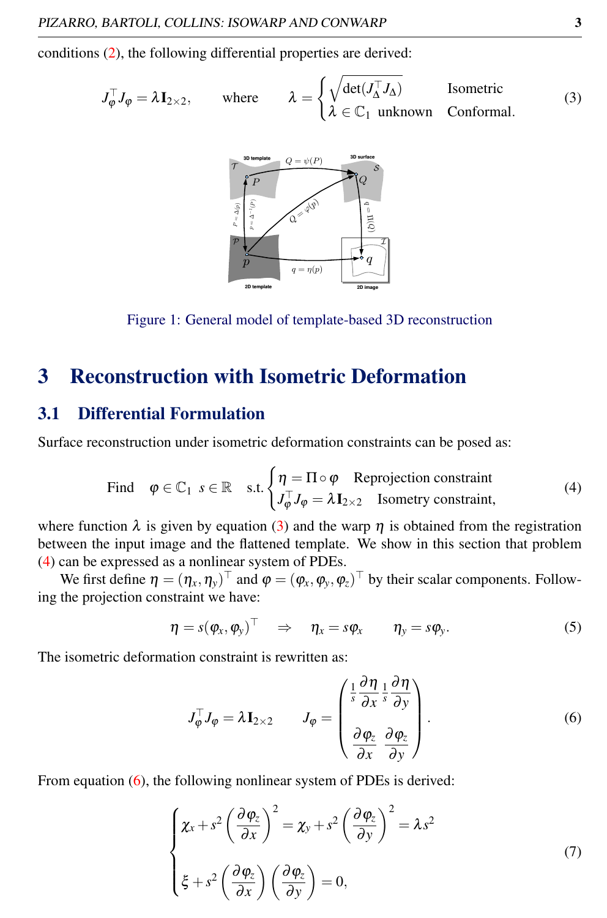conditions (2), the following differential properties are derived:

$$J_\varphi^\top J_\varphi = \lambda \mathbf{I}_{2\times 2}, \qquad \text{where} \qquad \lambda = \begin{cases} \sqrt{\det(J_\Delta^\top J_\Delta)} & \text{Isometric} \\ \lambda \in \mathbb{C}_1 \ \text{unknown} & \text{Conformal.} \end{cases} \tag{3}$$

Figure 1: General model of template-based 3D reconstruction

# 3 Reconstruction with Isometric Deformation

## 3.1 Differential Formulation

Surface reconstruction under isometric deformation constraints can be posed as:

$$\text{Find} \quad \varphi \in \mathbb{C}_1 \ \ s \in \mathbb{R} \quad \text{s.t.} \begin{cases} \eta = \Pi \circ \varphi & \text{Reprojection constraint} \\ J_\varphi^\top J_\varphi = \lambda \mathbf{I}_{2\times 2} & \text{Isometry constraint,} \end{cases} \tag{4}$$

where function $\lambda$ is given by equation (3) and the warp $\eta$ is obtained from the registration between the input image and the flattened template. We show in this section that problem (4) can be expressed as a nonlinear system of PDEs.

We first define $\eta = (\eta_x, \eta_y)^\top$ and $\varphi = (\varphi_x, \varphi_y, \varphi_z)^\top$ by their scalar components. Following the projection constraint we have:

$$\eta = s(\varphi_x, \varphi_y)^\top \quad \Rightarrow \quad \eta_x = s\varphi_x \qquad \eta_y = s\varphi_y. \tag{5}$$

The isometric deformation constraint is rewritten as:

$$J_\varphi^\top J_\varphi = \lambda \mathbf{I}_{2\times 2} \qquad J_\varphi = \begin{pmatrix} \frac{1}{s}\frac{\partial \eta}{\partial x} & \frac{1}{s}\frac{\partial \eta}{\partial y} \\ \\ \frac{\partial \varphi_z}{\partial x} & \frac{\partial \varphi_z}{\partial y} \end{pmatrix}. \tag{6}$$

From equation (6), the following nonlinear system of PDEs is derived:

$$\begin{cases} \chi_x + s^2 \left(\frac{\partial \varphi_z}{\partial x}\right)^2 = \chi_y + s^2 \left(\frac{\partial \varphi_z}{\partial y}\right)^2 = \lambda s^2 \\ \\ \xi + s^2 \left(\frac{\partial \varphi_z}{\partial x}\right)\left(\frac{\partial \varphi_z}{\partial y}\right) = 0, \end{cases} \tag{7}$$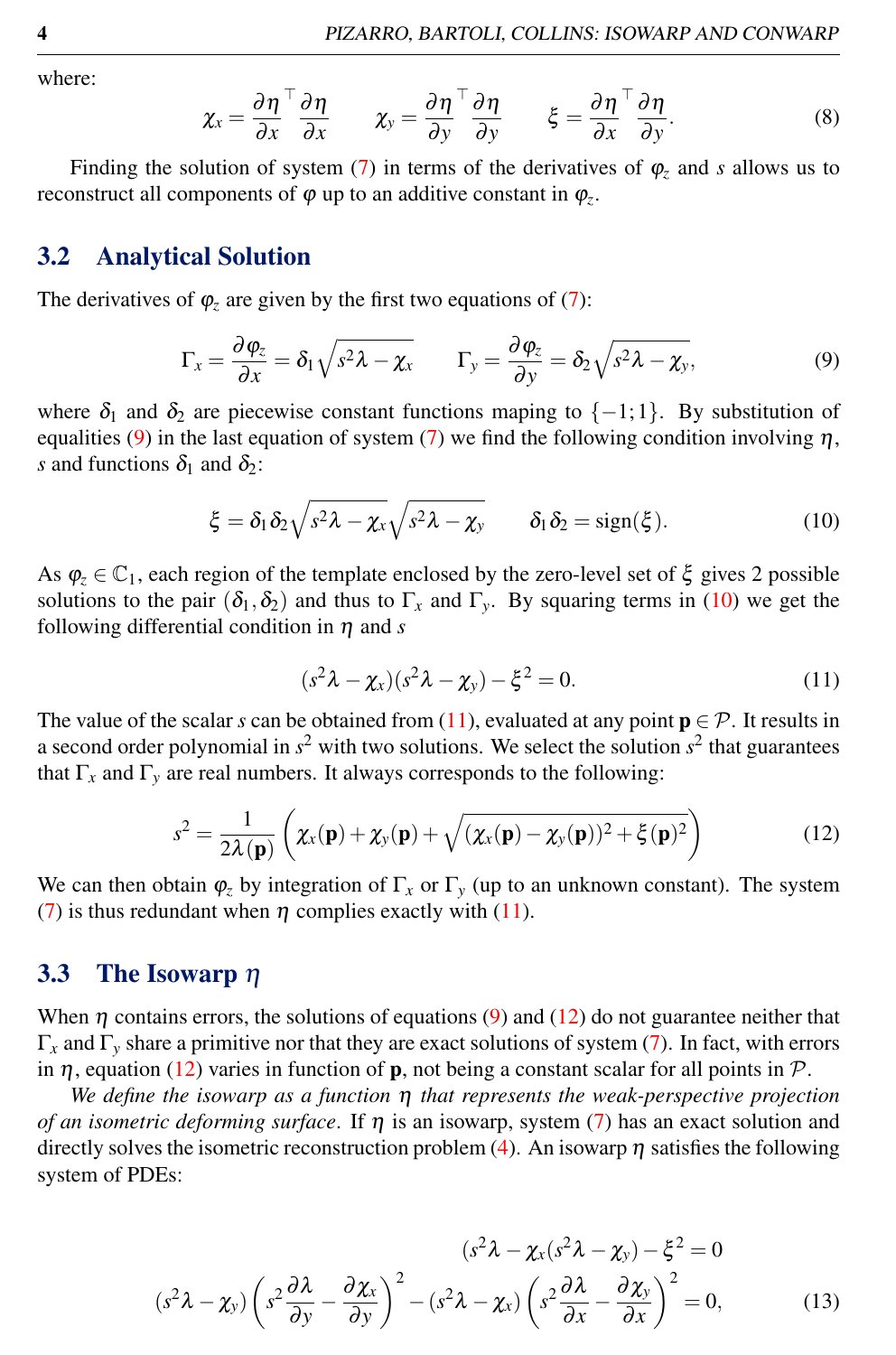where:

$$\chi_x = \frac{\partial \eta}{\partial x}^\top \frac{\partial \eta}{\partial x} \qquad \chi_y = \frac{\partial \eta}{\partial y}^\top \frac{\partial \eta}{\partial y} \qquad \xi = \frac{\partial \eta}{\partial x}^\top \frac{\partial \eta}{\partial y}. \tag{8}$$

Finding the solution of system (7) in terms of the derivatives of $\varphi_z$ and $s$ allows us to reconstruct all components of $\varphi$ up to an additive constant in $\varphi_z$.

### 3.2 Analytical Solution

The derivatives of $\varphi_z$ are given by the first two equations of (7):

$$\Gamma_x = \frac{\partial \varphi_z}{\partial x} = \delta_1 \sqrt{s^2 \lambda - \chi_x} \qquad \Gamma_y = \frac{\partial \varphi_z}{\partial y} = \delta_2 \sqrt{s^2 \lambda - \chi_y}, \tag{9}$$

where $\delta_1$ and $\delta_2$ are piecewise constant functions maping to $\{-1;1\}$. By substitution of equalities (9) in the last equation of system (7) we find the following condition involving $\eta$, $s$ and functions $\delta_1$ and $\delta_2$:

$$\xi = \delta_1 \delta_2 \sqrt{s^2 \lambda - \chi_x} \sqrt{s^2 \lambda - \chi_y} \qquad \delta_1 \delta_2 = \text{sign}(\xi). \tag{10}$$

As $\varphi_z \in \mathbb{C}_1$, each region of the template enclosed by the zero-level set of $\xi$ gives 2 possible solutions to the pair $(\delta_1, \delta_2)$ and thus to $\Gamma_x$ and $\Gamma_y$. By squaring terms in (10) we get the following differential condition in $\eta$ and $s$

$$(s^2 \lambda - \chi_x)(s^2 \lambda - \chi_y) - \xi^2 = 0. \tag{11}$$

The value of the scalar $s$ can be obtained from (11), evaluated at any point $\mathbf{p} \in \mathcal{P}$. It results in a second order polynomial in $s^2$ with two solutions. We select the solution $s^2$ that guarantees that $\Gamma_x$ and $\Gamma_y$ are real numbers. It always corresponds to the following:

$$s^2 = \frac{1}{2\lambda(\mathbf{p})} \left( \chi_x(\mathbf{p}) + \chi_y(\mathbf{p}) + \sqrt{(\chi_x(\mathbf{p}) - \chi_y(\mathbf{p}))^2 + \xi(\mathbf{p})^2} \right) \tag{12}$$

We can then obtain $\varphi_z$ by integration of $\Gamma_x$ or $\Gamma_y$ (up to an unknown constant). The system (7) is thus redundant when $\eta$ complies exactly with (11).

### 3.3 The Isowarp $\eta$

When $\eta$ contains errors, the solutions of equations (9) and (12) do not guarantee neither that $\Gamma_x$ and $\Gamma_y$ share a primitive nor that they are exact solutions of system (7). In fact, with errors in $\eta$, equation (12) varies in function of $\mathbf{p}$, not being a constant scalar for all points in $\mathcal{P}$.

*We define the isowarp as a function $\eta$ that represents the weak-perspective projection of an isometric deforming surface.* If $\eta$ is an isowarp, system (7) has an exact solution and directly solves the isometric reconstruction problem (4). An isowarp $\eta$ satisfies the following system of PDEs:

$$\begin{aligned} (s^2 \lambda - \chi_x(s^2 \lambda - \chi_y) - \xi^2 = 0 \\ (s^2 \lambda - \chi_y) \left( s^2 \frac{\partial \lambda}{\partial y} - \frac{\partial \chi_x}{\partial y} \right)^2 - (s^2 \lambda - \chi_x) \left( s^2 \frac{\partial \lambda}{\partial x} - \frac{\partial \chi_y}{\partial x} \right)^2 = 0, \end{aligned} \tag{13}$$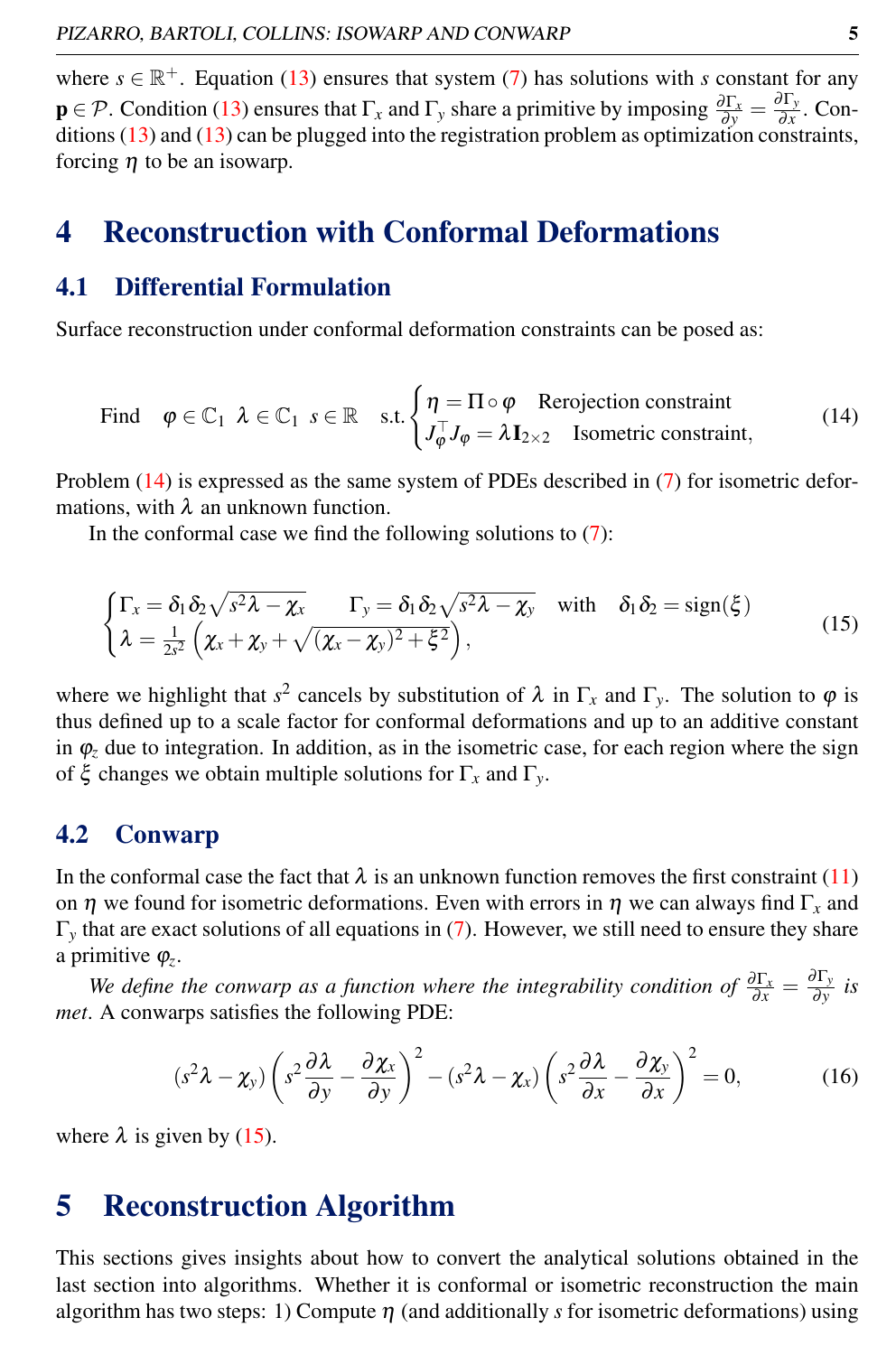where $s \in \mathbb{R}^+$. Equation (13) ensures that system (7) has solutions with $s$ constant for any $\mathbf{p} \in \mathcal{P}$. Condition (13) ensures that $\Gamma_x$ and $\Gamma_y$ share a primitive by imposing $\frac{\partial \Gamma_x}{\partial y} = \frac{\partial \Gamma_y}{\partial x}$. Conditions (13) and (13) can be plugged into the registration problem as optimization constraints, forcing $\eta$ to be an isowarp.

# 4 Reconstruction with Conformal Deformations

## 4.1 Differential Formulation

Surface reconstruction under conformal deformation constraints can be posed as:

$$
\text{Find} \quad \varphi \in \mathbb{C}_1 \;\; \lambda \in \mathbb{C}_1 \;\; s \in \mathbb{R} \quad \text{s.t.} \begin{cases} \eta = \Pi \circ \varphi & \text{Rerojection constraint} \\ J_\varphi^\top J_\varphi = \lambda \mathbf{I}_{2\times 2} & \text{Isometric constraint}, \end{cases} \tag{14}
$$

Problem (14) is expressed as the same system of PDEs described in (7) for isometric deformations, with $\lambda$ an unknown function.

In the conformal case we find the following solutions to (7):

$$
\begin{cases} \Gamma_x = \delta_1 \delta_2 \sqrt{s^2\lambda - \chi_x} \qquad \Gamma_y = \delta_1 \delta_2 \sqrt{s^2\lambda - \chi_y} \quad \text{with} \quad \delta_1\delta_2 = \operatorname{sign}(\xi) \\ \lambda = \frac{1}{2s^2}\left(\chi_x + \chi_y + \sqrt{(\chi_x - \chi_y)^2 + \xi^2}\right), \end{cases} \tag{15}
$$

where we highlight that $s^2$ cancels by substitution of $\lambda$ in $\Gamma_x$ and $\Gamma_y$. The solution to $\varphi$ is thus defined up to a scale factor for conformal deformations and up to an additive constant in $\varphi_z$ due to integration. In addition, as in the isometric case, for each region where the sign of $\xi$ changes we obtain multiple solutions for $\Gamma_x$ and $\Gamma_y$.

## 4.2 Conwarp

In the conformal case the fact that $\lambda$ is an unknown function removes the first constraint (11) on $\eta$ we found for isometric deformations. Even with errors in $\eta$ we can always find $\Gamma_x$ and $\Gamma_y$ that are exact solutions of all equations in (7). However, we still need to ensure they share a primitive $\varphi_z$.

*We define the conwarp as a function where the integrability condition of* $\frac{\partial \Gamma_x}{\partial x} = \frac{\partial \Gamma_y}{\partial y}$ *is met*. A conwarps satisfies the following PDE:

$$
(s^2\lambda - \chi_y)\left(s^2 \frac{\partial \lambda}{\partial y} - \frac{\partial \chi_x}{\partial y}\right)^2 - (s^2\lambda - \chi_x)\left(s^2 \frac{\partial \lambda}{\partial x} - \frac{\partial \chi_y}{\partial x}\right)^2 = 0, \tag{16}
$$

where $\lambda$ is given by (15).

# 5 Reconstruction Algorithm

This sections gives insights about how to convert the analytical solutions obtained in the last section into algorithms. Whether it is conformal or isometric reconstruction the main algorithm has two steps: 1) Compute $\eta$ (and additionally $s$ for isometric deformations) using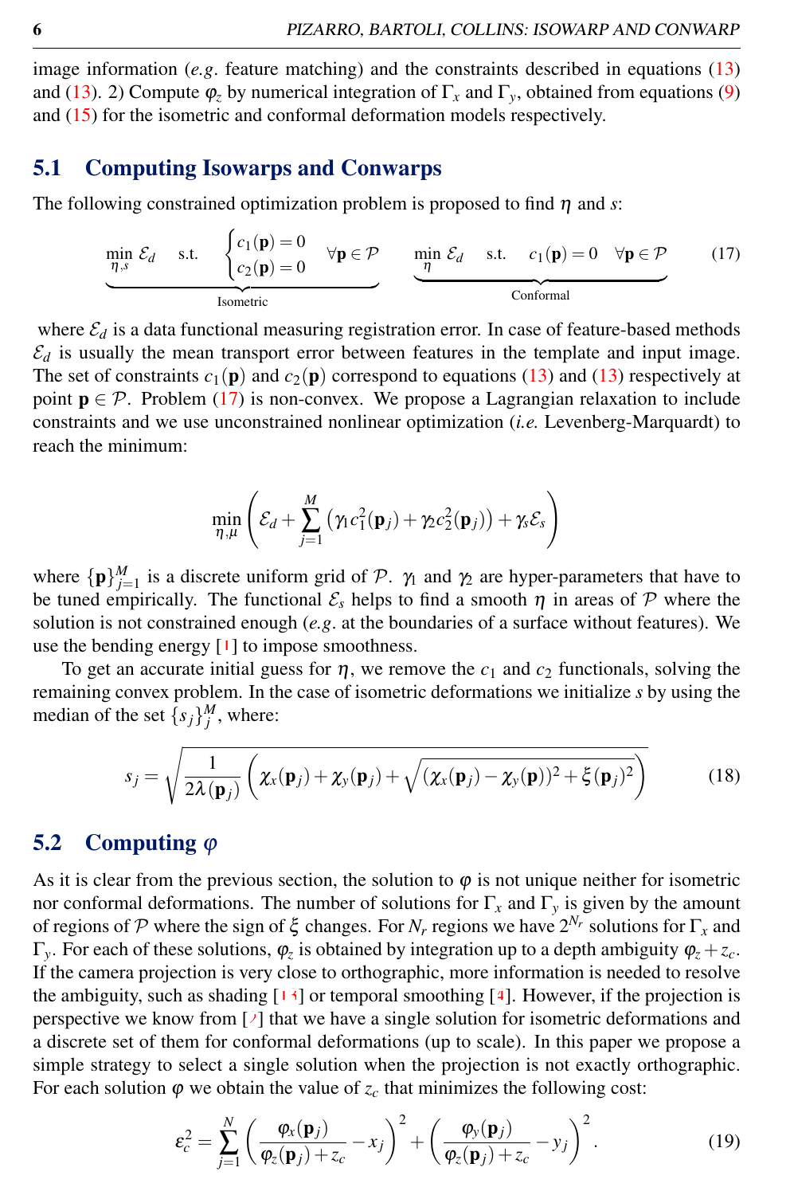image information (*e.g.* feature matching) and the constraints described in equations (13) and (13). 2) Compute $\varphi_z$ by numerical integration of $\Gamma_x$ and $\Gamma_y$, obtained from equations (9) and (15) for the isometric and conformal deformation models respectively.

## 5.1 Computing Isowarps and Conwarps

The following constrained optimization problem is proposed to find $\eta$ and $s$:

$$\underbrace{\min_{\eta,s} \mathcal{E}_d \quad \text{s.t.} \quad \begin{cases} c_1(\mathbf{p}) = 0 \\ c_2(\mathbf{p}) = 0 \end{cases} \forall \mathbf{p} \in \mathcal{P}}_{\text{Isometric}} \qquad \underbrace{\min_{\eta} \mathcal{E}_d \quad \text{s.t.} \quad c_1(\mathbf{p}) = 0 \quad \forall \mathbf{p} \in \mathcal{P}}_{\text{Conformal}} \tag{17}$$

where $\mathcal{E}_d$ is a data functional measuring registration error. In case of feature-based methods $\mathcal{E}_d$ is usually the mean transport error between features in the template and input image. The set of constraints $c_1(\mathbf{p})$ and $c_2(\mathbf{p})$ correspond to equations (13) and (13) respectively at point $\mathbf{p} \in \mathcal{P}$. Problem (17) is non-convex. We propose a Lagrangian relaxation to include constraints and we use unconstrained nonlinear optimization (*i.e.* Levenberg-Marquardt) to reach the minimum:

$$\min_{\eta,\mu} \left( \mathcal{E}_d + \sum_{j=1}^{M} \left( \gamma_1 c_1^2(\mathbf{p}_j) + \gamma_2 c_2^2(\mathbf{p}_j) \right) + \gamma_s \mathcal{E}_s \right)$$

where $\{\mathbf{p}\}_{j=1}^M$ is a discrete uniform grid of $\mathcal{P}$. $\gamma_1$ and $\gamma_2$ are hyper-parameters that have to be tuned empirically. The functional $\mathcal{E}_s$ helps to find a smooth $\eta$ in areas of $\mathcal{P}$ where the solution is not constrained enough (*e.g.* at the boundaries of a surface without features). We use the bending energy [1] to impose smoothness.

To get an accurate initial guess for $\eta$, we remove the $c_1$ and $c_2$ functionals, solving the remaining convex problem. In the case of isometric deformations we initialize $s$ by using the median of the set $\{s_j\}_j^M$, where:

$$s_j = \sqrt{\frac{1}{2\lambda(\mathbf{p}_j)} \left( \chi_x(\mathbf{p}_j) + \chi_y(\mathbf{p}_j) + \sqrt{(\chi_x(\mathbf{p}_j) - \chi_y(\mathbf{p}))^2 + \xi(\mathbf{p}_j)^2} \right)} \tag{18}$$

## 5.2 Computing $\varphi$

As it is clear from the previous section, the solution to $\varphi$ is not unique neither for isometric nor conformal deformations. The number of solutions for $\Gamma_x$ and $\Gamma_y$ is given by the amount of regions of $\mathcal{P}$ where the sign of $\xi$ changes. For $N_r$ regions we have $2^{N_r}$ solutions for $\Gamma_x$ and $\Gamma_y$. For each of these solutions, $\varphi_z$ is obtained by integration up to a depth ambiguity $\varphi_z + z_c$. If the camera projection is very close to orthographic, more information is needed to resolve the ambiguity, such as shading [13] or temporal smoothing [4]. However, if the projection is perspective we know from [7] that we have a single solution for isometric deformations and a discrete set of them for conformal deformations (up to scale). In this paper we propose a simple strategy to select a single solution when the projection is not exactly orthographic. For each solution $\varphi$ we obtain the value of $z_c$ that minimizes the following cost:

$$\varepsilon_c^2 = \sum_{j=1}^{N} \left( \frac{\varphi_x(\mathbf{p}_j)}{\varphi_z(\mathbf{p}_j) + z_c} - x_j \right)^2 + \left( \frac{\varphi_y(\mathbf{p}_j)}{\varphi_z(\mathbf{p}_j) + z_c} - y_j \right)^2. \tag{19}$$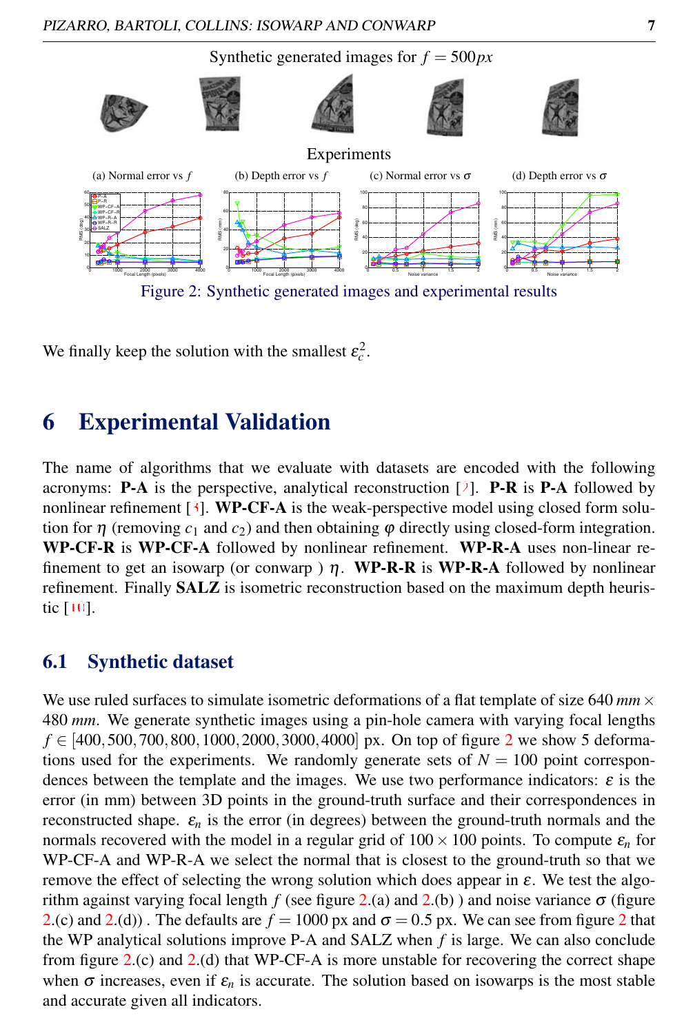Synthetic generated images for $f = 500px$

Experiments

(a) Normal error vs $f$ (b) Depth error vs $f$ (c) Normal error vs $\sigma$ (d) Depth error vs $\sigma$

Figure 2: Synthetic generated images and experimental results

We finally keep the solution with the smallest $\varepsilon_c^2$.

# 6 Experimental Validation

The name of algorithms that we evaluate with datasets are encoded with the following acronyms: **P-A** is the perspective, analytical reconstruction [7]. **P-R** is **P-A** followed by nonlinear refinement [3]. **WP-CF-A** is the weak-perspective model using closed form solution for $\eta$ (removing $c_1$ and $c_2$) and then obtaining $\varphi$ directly using closed-form integration. **WP-CF-R** is **WP-CF-A** followed by nonlinear refinement. **WP-R-A** uses non-linear refinement to get an isowarp (or conwarp ) $\eta$. **WP-R-R** is **WP-R-A** followed by nonlinear refinement. Finally **SALZ** is isometric reconstruction based on the maximum depth heuristic [10].

## 6.1 Synthetic dataset

We use ruled surfaces to simulate isometric deformations of a flat template of size 640 $mm \times$ 480 $mm$. We generate synthetic images using a pin-hole camera with varying focal lengths $f \in [400, 500, 700, 800, 1000, 2000, 3000, 4000]$ px. On top of figure 2 we show 5 deformations used for the experiments. We randomly generate sets of $N = 100$ point correspondences between the template and the images. We use two performance indicators: $\varepsilon$ is the error (in mm) between 3D points in the ground-truth surface and their correspondences in reconstructed shape. $\varepsilon_n$ is the error (in degrees) between the ground-truth normals and the normals recovered with the model in a regular grid of $100 \times 100$ points. To compute $\varepsilon_n$ for WP-CF-A and WP-R-A we select the normal that is closest to the ground-truth so that we remove the effect of selecting the wrong solution which does appear in $\varepsilon$. We test the algorithm against varying focal length $f$ (see figure 2.(a) and 2.(b) ) and noise variance $\sigma$ (figure 2.(c) and 2.(d)) . The defaults are $f = 1000$ px and $\sigma = 0.5$ px. We can see from figure 2 that the WP analytical solutions improve P-A and SALZ when $f$ is large. We can also conclude from figure 2.(c) and 2.(d) that WP-CF-A is more unstable for recovering the correct shape when $\sigma$ increases, even if $\varepsilon_n$ is accurate. The solution based on isowarps is the most stable and accurate given all indicators.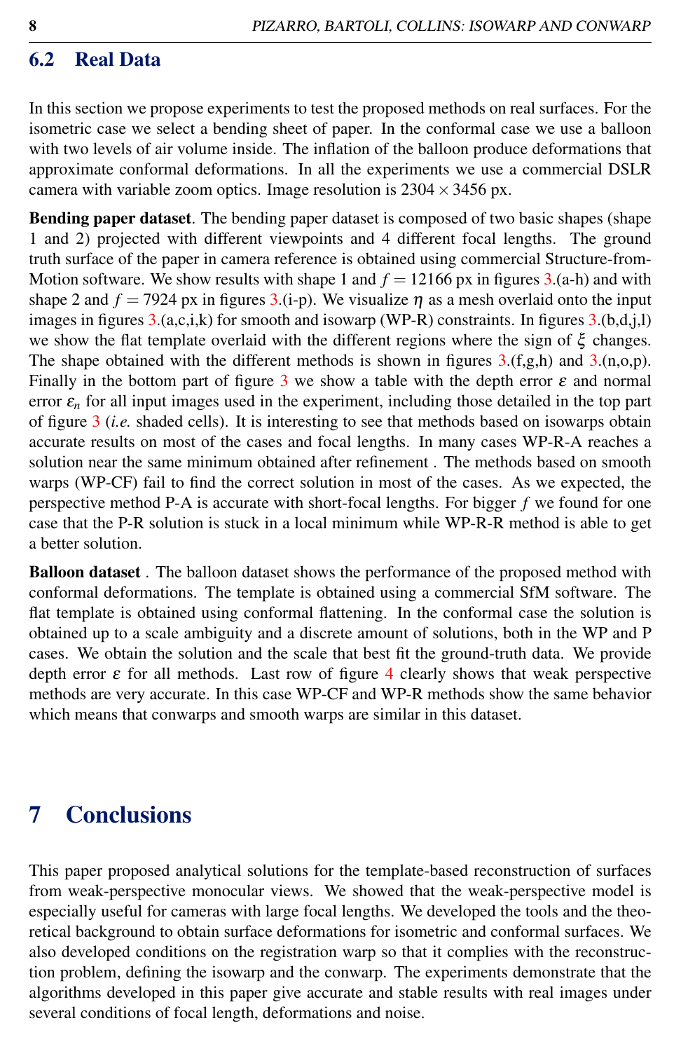## 6.2 Real Data

In this section we propose experiments to test the proposed methods on real surfaces. For the isometric case we select a bending sheet of paper. In the conformal case we use a balloon with two levels of air volume inside. The inflation of the balloon produce deformations that approximate conformal deformations. In all the experiments we use a commercial DSLR camera with variable zoom optics. Image resolution is $2304 \times 3456$ px.

**Bending paper dataset**. The bending paper dataset is composed of two basic shapes (shape 1 and 2) projected with different viewpoints and 4 different focal lengths. The ground truth surface of the paper in camera reference is obtained using commercial Structure-from-Motion software. We show results with shape 1 and $f = 12166$ px in figures 3.(a-h) and with shape 2 and $f = 7924$ px in figures 3.(i-p). We visualize $\eta$ as a mesh overlaid onto the input images in figures 3.(a,c,i,k) for smooth and isowarp (WP-R) constraints. In figures 3.(b,d,j,l) we show the flat template overlaid with the different regions where the sign of $\xi$ changes. The shape obtained with the different methods is shown in figures 3.(f,g,h) and 3.(n,o,p). Finally in the bottom part of figure 3 we show a table with the depth error $\varepsilon$ and normal error $\varepsilon_n$ for all input images used in the experiment, including those detailed in the top part of figure 3 (*i.e.* shaded cells). It is interesting to see that methods based on isowarps obtain accurate results on most of the cases and focal lengths. In many cases WP-R-A reaches a solution near the same minimum obtained after refinement . The methods based on smooth warps (WP-CF) fail to find the correct solution in most of the cases. As we expected, the perspective method P-A is accurate with short-focal lengths. For bigger $f$ we found for one case that the P-R solution is stuck in a local minimum while WP-R-R method is able to get a better solution.

**Balloon dataset** . The balloon dataset shows the performance of the proposed method with conformal deformations. The template is obtained using a commercial SfM software. The flat template is obtained using conformal flattening. In the conformal case the solution is obtained up to a scale ambiguity and a discrete amount of solutions, both in the WP and P cases. We obtain the solution and the scale that best fit the ground-truth data. We provide depth error $\varepsilon$ for all methods. Last row of figure 4 clearly shows that weak perspective methods are very accurate. In this case WP-CF and WP-R methods show the same behavior which means that conwarps and smooth warps are similar in this dataset.

# 7 Conclusions

This paper proposed analytical solutions for the template-based reconstruction of surfaces from weak-perspective monocular views. We showed that the weak-perspective model is especially useful for cameras with large focal lengths. We developed the tools and the theoretical background to obtain surface deformations for isometric and conformal surfaces. We also developed conditions on the registration warp so that it complies with the reconstruction problem, defining the isowarp and the conwarp. The experiments demonstrate that the algorithms developed in this paper give accurate and stable results with real images under several conditions of focal length, deformations and noise.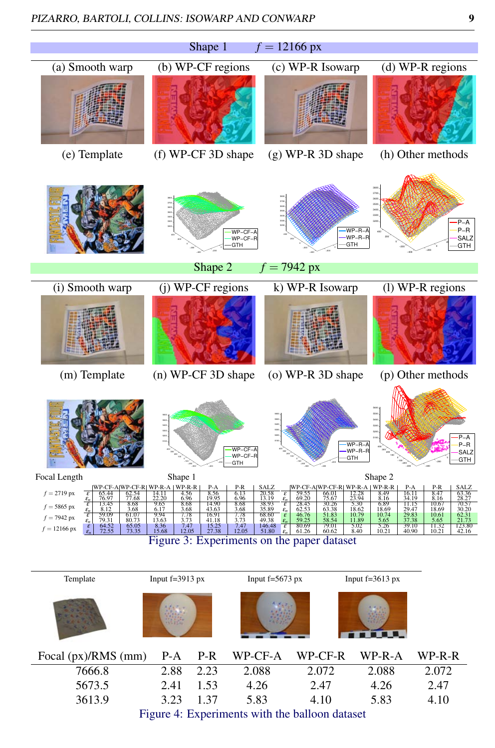Shape 1 $f = 12166$ px

(a) Smooth warp (b) WP-CF regions (c) WP-R Isowarp (d) WP-R regions

(e) Template (f) WP-CF 3D shape (g) WP-R 3D shape (h) Other methods

Shape 2 $f = 7942$ px

(i) Smooth warp (j) WP-CF regions k) WP-R Isowarp (l) WP-R regions

(m) Template (n) WP-CF 3D shape (o) WP-R 3D shape (p) Other methods

| Focal Length | | Shape 1 | | | | | | | | Shape 2 | | | | | | |
|---|---|---|---|---|---|---|---|---|---|---|---|---|---|---|---|---|
| | | WP-CF-A | WP-CF-R | WP-R-A | WP-R-R | P-A | P-R | SALZ | | WP-CF-A | WP-CF-R | WP-R-A | WP-R-R | P-A | P-R | SALZ |
| $f = 2719$ px | $\varepsilon$ | 65.44 | 62.54 | 14.11 | 4.56 | 8.56 | 6.13 | 20.58 | $\varepsilon$ | 59.55 | 66.01 | 12.28 | 8.49 | 16.11 | 8.47 | 63.36 |
| | $\varepsilon_n$ | 76.97 | 77.68 | 22.20 | 6.96 | 19.95 | 6.96 | 13.19 | $\varepsilon_n$ | 69.20 | 75.67 | 23.94 | 8.16 | 34.19 | 8.16 | 28.27 |
| $f = 5865$ px | $\varepsilon$ | 13.45 | 8.68 | 9.65 | 8.68 | 14.90 | 8.68 | 38.93 | $\varepsilon$ | 28.45 | 30.26 | 5.30 | 6.89 | 11.15 | 10.67 | 70.57 |
| | $\varepsilon_n$ | 8.12 | 3.68 | 6.17 | 3.68 | 43.63 | 3.68 | 35.89 | $\varepsilon_n$ | 62.53 | 63.38 | 18.62 | 18.69 | 29.47 | 18.69 | 30.20 |
| $f = 7942$ px | $\varepsilon$ | 59.09 | 61.07 | 9.94 | 7.78 | 16.91 | 7.78 | 68.60 | $\varepsilon$ | 46.76 | 51.83 | 10.79 | 10.74 | 29.83 | 10.61 | 62.31 |
| | $\varepsilon_n$ | 79.31 | 80.73 | 13.63 | 3.73 | 41.18 | 3.73 | 49.38 | $\varepsilon_n$ | 59.25 | 58.54 | 11.89 | 5.65 | 37.38 | 5.65 | 21.73 |
| $f = 12166$ px | $\varepsilon$ | 64.52 | 65.05 | 8.36 | 7.47 | 15.25 | 7.47 | 146.48 | $\varepsilon$ | 80.69 | 79.01 | 5.02 | 5.26 | 39.10 | 11.32 | 123.80 |
| | $\varepsilon_n$ | 72.55 | 73.35 | 15.68 | 12.05 | 27.38 | 12.05 | 51.80 | $\varepsilon_n$ | 61.26 | 60.62 | 8.40 | 10.21 | 40.90 | 10.21 | 42.16 |

Figure 3: Experiments on the paper dataset

Template Input f=3913 px Input f=5673 px Input f=3613 px

| Focal (px)/RMS (mm) | P-A | P-R | WP-CF-A | WP-CF-R | WP-R-A | WP-R-R |
|---|---|---|---|---|---|---|
| 7666.8 | 2.88 | 2.23 | 2.088 | 2.072 | 2.088 | 2.072 |
| 5673.5 | 2.41 | 1.53 | 4.26 | 2.47 | 4.26 | 2.47 |
| 3613.9 | 3.23 | 1.37 | 5.83 | 4.10 | 5.83 | 4.10 |

Figure 4: Experiments with the balloon dataset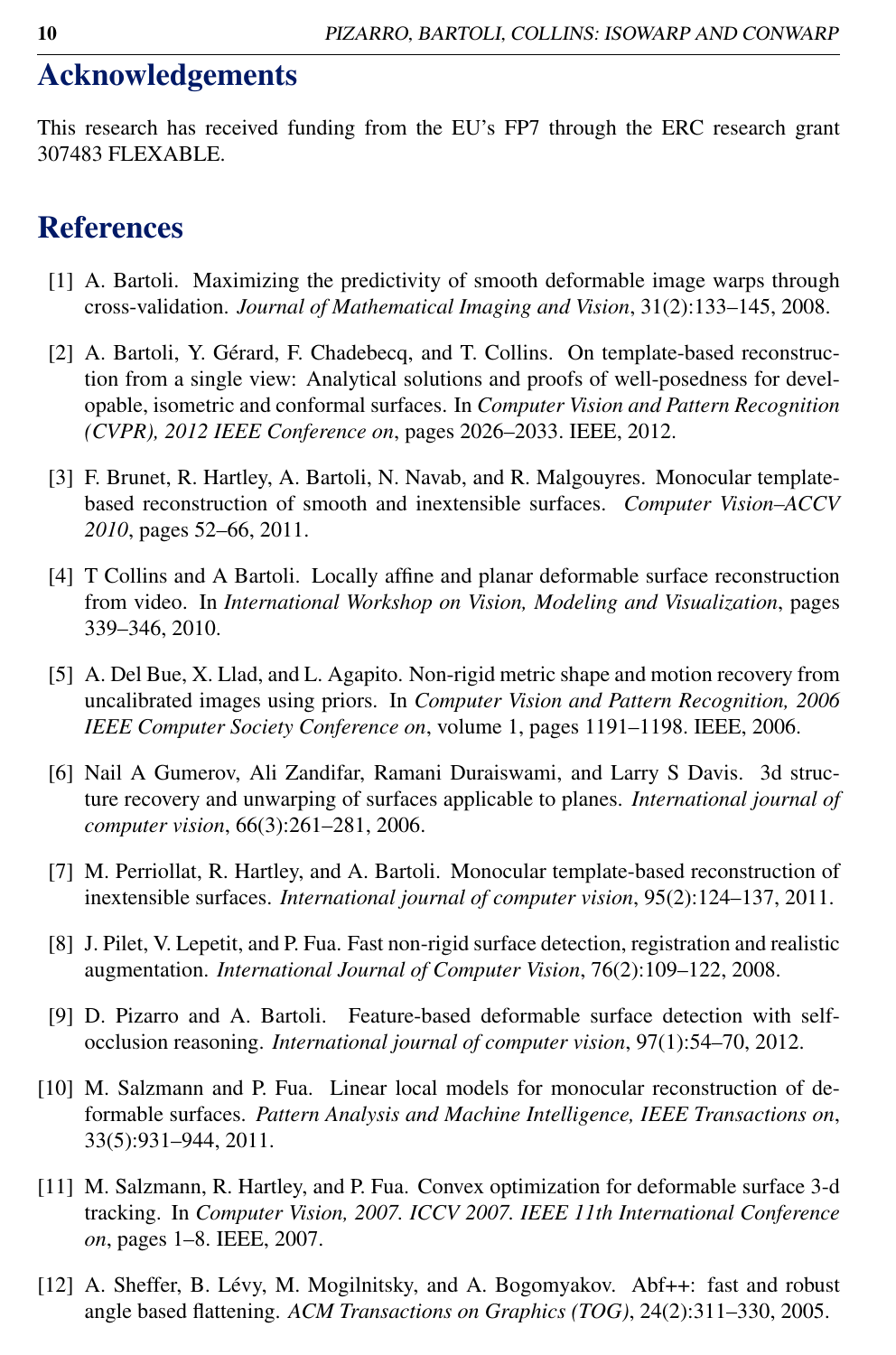# Acknowledgements

This research has received funding from the EU's FP7 through the ERC research grant 307483 FLEXABLE.

# References

[1] A. Bartoli. Maximizing the predictivity of smooth deformable image warps through cross-validation. *Journal of Mathematical Imaging and Vision*, 31(2):133–145, 2008.

[2] A. Bartoli, Y. Gérard, F. Chadebecq, and T. Collins. On template-based reconstruction from a single view: Analytical solutions and proofs of well-posedness for developable, isometric and conformal surfaces. In *Computer Vision and Pattern Recognition (CVPR), 2012 IEEE Conference on*, pages 2026–2033. IEEE, 2012.

[3] F. Brunet, R. Hartley, A. Bartoli, N. Navab, and R. Malgouyres. Monocular template-based reconstruction of smooth and inextensible surfaces. *Computer Vision–ACCV 2010*, pages 52–66, 2011.

[4] T Collins and A Bartoli. Locally affine and planar deformable surface reconstruction from video. In *International Workshop on Vision, Modeling and Visualization*, pages 339–346, 2010.

[5] A. Del Bue, X. Llad, and L. Agapito. Non-rigid metric shape and motion recovery from uncalibrated images using priors. In *Computer Vision and Pattern Recognition, 2006 IEEE Computer Society Conference on*, volume 1, pages 1191–1198. IEEE, 2006.

[6] Nail A Gumerov, Ali Zandifar, Ramani Duraiswami, and Larry S Davis. 3d structure recovery and unwarping of surfaces applicable to planes. *International journal of computer vision*, 66(3):261–281, 2006.

[7] M. Perriollat, R. Hartley, and A. Bartoli. Monocular template-based reconstruction of inextensible surfaces. *International journal of computer vision*, 95(2):124–137, 2011.

[8] J. Pilet, V. Lepetit, and P. Fua. Fast non-rigid surface detection, registration and realistic augmentation. *International Journal of Computer Vision*, 76(2):109–122, 2008.

[9] D. Pizarro and A. Bartoli. Feature-based deformable surface detection with self-occlusion reasoning. *International journal of computer vision*, 97(1):54–70, 2012.

[10] M. Salzmann and P. Fua. Linear local models for monocular reconstruction of deformable surfaces. *Pattern Analysis and Machine Intelligence, IEEE Transactions on*, 33(5):931–944, 2011.

[11] M. Salzmann, R. Hartley, and P. Fua. Convex optimization for deformable surface 3-d tracking. In *Computer Vision, 2007. ICCV 2007. IEEE 11th International Conference on*, pages 1–8. IEEE, 2007.

[12] A. Sheffer, B. Lévy, M. Mogilnitsky, and A. Bogomyakov. Abf++: fast and robust angle based flattening. *ACM Transactions on Graphics (TOG)*, 24(2):311–330, 2005.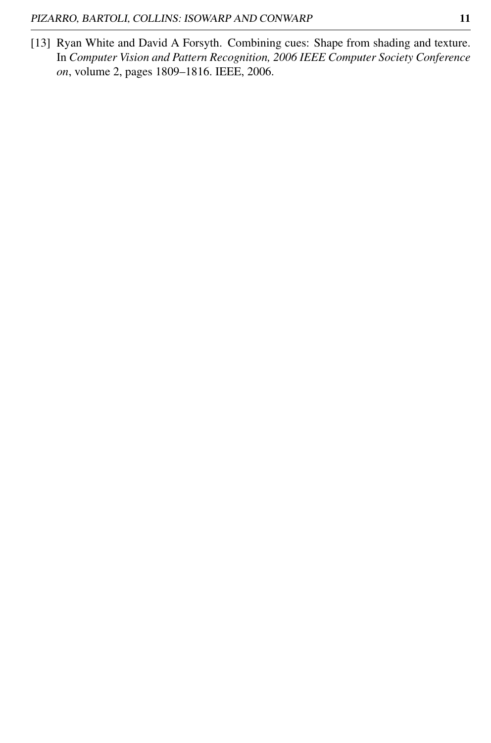[13] Ryan White and David A Forsyth. Combining cues: Shape from shading and texture. In *Computer Vision and Pattern Recognition, 2006 IEEE Computer Society Conference on*, volume 2, pages 1809–1816. IEEE, 2006.